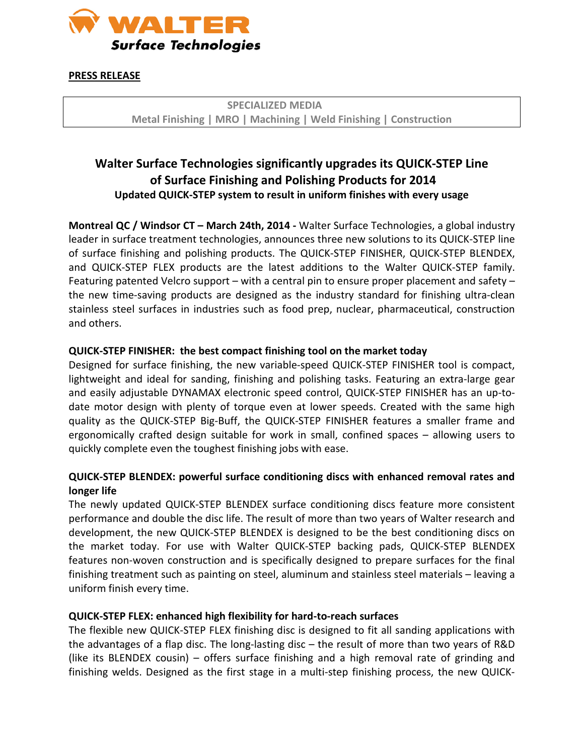WALTER
Surface Technologies

**PRESS RELEASE**

| SPECIALIZED MEDIA |
|---|
| Metal Finishing \| MRO \| Machining \| Weld Finishing \| Construction |

## Walter Surface Technologies significantly upgrades its QUICK-STEP Line of Surface Finishing and Polishing Products for 2014

### Updated QUICK-STEP system to result in uniform finishes with every usage

**Montreal QC / Windsor CT – March 24th, 2014 -** Walter Surface Technologies, a global industry leader in surface treatment technologies, announces three new solutions to its QUICK-STEP line of surface finishing and polishing products. The QUICK-STEP FINISHER, QUICK-STEP BLENDEX, and QUICK-STEP FLEX products are the latest additions to the Walter QUICK-STEP family. Featuring patented Velcro support – with a central pin to ensure proper placement and safety – the new time-saving products are designed as the industry standard for finishing ultra-clean stainless steel surfaces in industries such as food prep, nuclear, pharmaceutical, construction and others.

**QUICK-STEP FINISHER: the best compact finishing tool on the market today**

Designed for surface finishing, the new variable-speed QUICK-STEP FINISHER tool is compact, lightweight and ideal for sanding, finishing and polishing tasks. Featuring an extra-large gear and easily adjustable DYNAMAX electronic speed control, QUICK-STEP FINISHER has an up-to-date motor design with plenty of torque even at lower speeds. Created with the same high quality as the QUICK-STEP Big-Buff, the QUICK-STEP FINISHER features a smaller frame and ergonomically crafted design suitable for work in small, confined spaces – allowing users to quickly complete even the toughest finishing jobs with ease.

**QUICK-STEP BLENDEX: powerful surface conditioning discs with enhanced removal rates and longer life**

The newly updated QUICK-STEP BLENDEX surface conditioning discs feature more consistent performance and double the disc life. The result of more than two years of Walter research and development, the new QUICK-STEP BLENDEX is designed to be the best conditioning discs on the market today. For use with Walter QUICK-STEP backing pads, QUICK-STEP BLENDEX features non-woven construction and is specifically designed to prepare surfaces for the final finishing treatment such as painting on steel, aluminum and stainless steel materials – leaving a uniform finish every time.

**QUICK-STEP FLEX: enhanced high flexibility for hard-to-reach surfaces**

The flexible new QUICK-STEP FLEX finishing disc is designed to fit all sanding applications with the advantages of a flap disc. The long-lasting disc – the result of more than two years of R&D (like its BLENDEX cousin) – offers surface finishing and a high removal rate of grinding and finishing welds. Designed as the first stage in a multi-step finishing process, the new QUICK-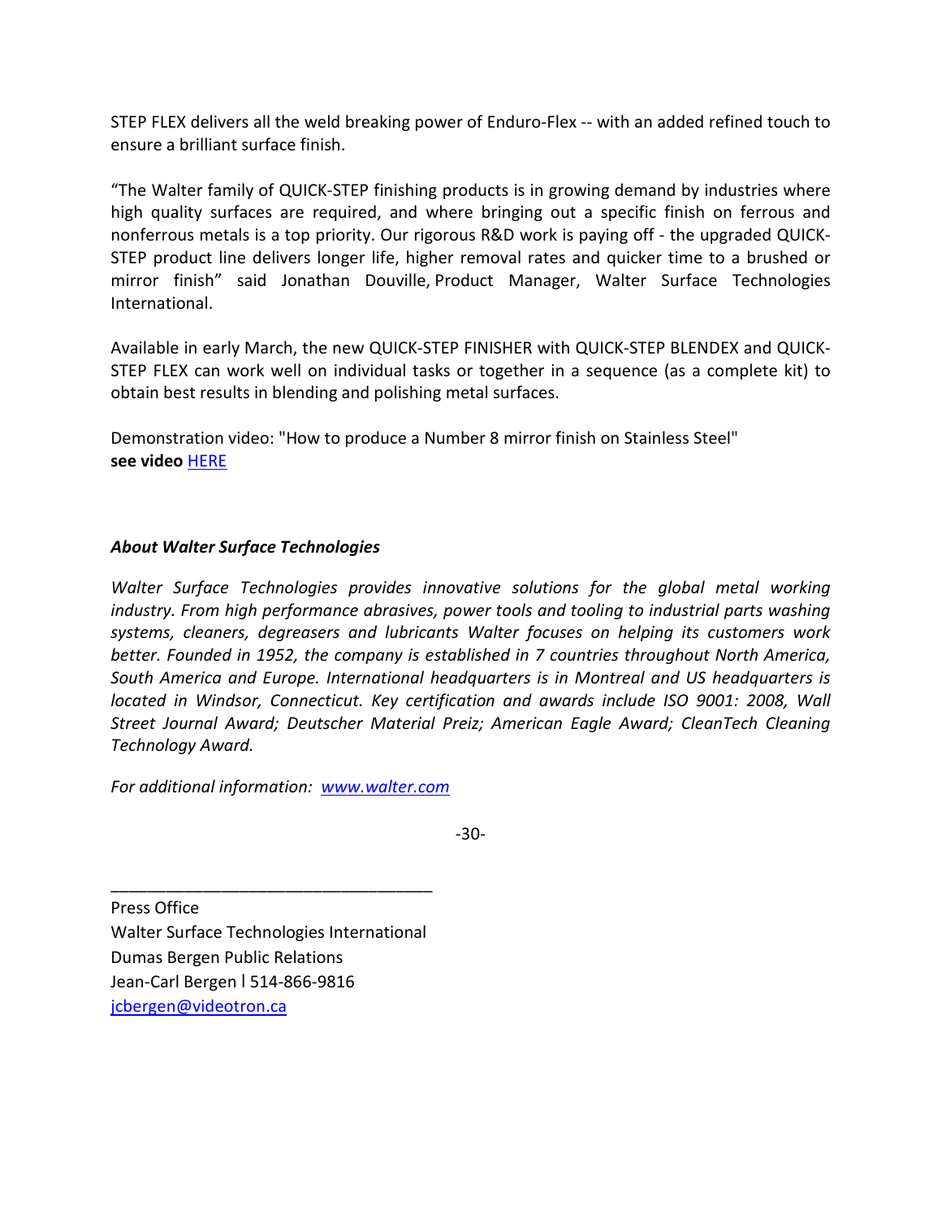STEP FLEX delivers all the weld breaking power of Enduro-Flex -- with an added refined touch to ensure a brilliant surface finish.

"The Walter family of QUICK-STEP finishing products is in growing demand by industries where high quality surfaces are required, and where bringing out a specific finish on ferrous and nonferrous metals is a top priority. Our rigorous R&D work is paying off - the upgraded QUICK-STEP product line delivers longer life, higher removal rates and quicker time to a brushed or mirror finish" said Jonathan Douville, Product Manager, Walter Surface Technologies International.

Available in early March, the new QUICK-STEP FINISHER with QUICK-STEP BLENDEX and QUICK-STEP FLEX can work well on individual tasks or together in a sequence (as a complete kit) to obtain best results in blending and polishing metal surfaces.

Demonstration video: "How to produce a Number 8 mirror finish on Stainless Steel"
**see video** HERE

### *About Walter Surface Technologies*

*Walter Surface Technologies provides innovative solutions for the global metal working industry. From high performance abrasives, power tools and tooling to industrial parts washing systems, cleaners, degreasers and lubricants Walter focuses on helping its customers work better. Founded in 1952, the company is established in 7 countries throughout North America, South America and Europe. International headquarters is in Montreal and US headquarters is located in Windsor, Connecticut. Key certification and awards include ISO 9001: 2008, Wall Street Journal Award; Deutscher Material Preiz; American Eagle Award; CleanTech Cleaning Technology Award.*

*For additional information: www.walter.com*

-30-

___________________________________

Press Office
Walter Surface Technologies International
Dumas Bergen Public Relations
Jean-Carl Bergen l 514-866-9816
jcbergen@videotron.ca